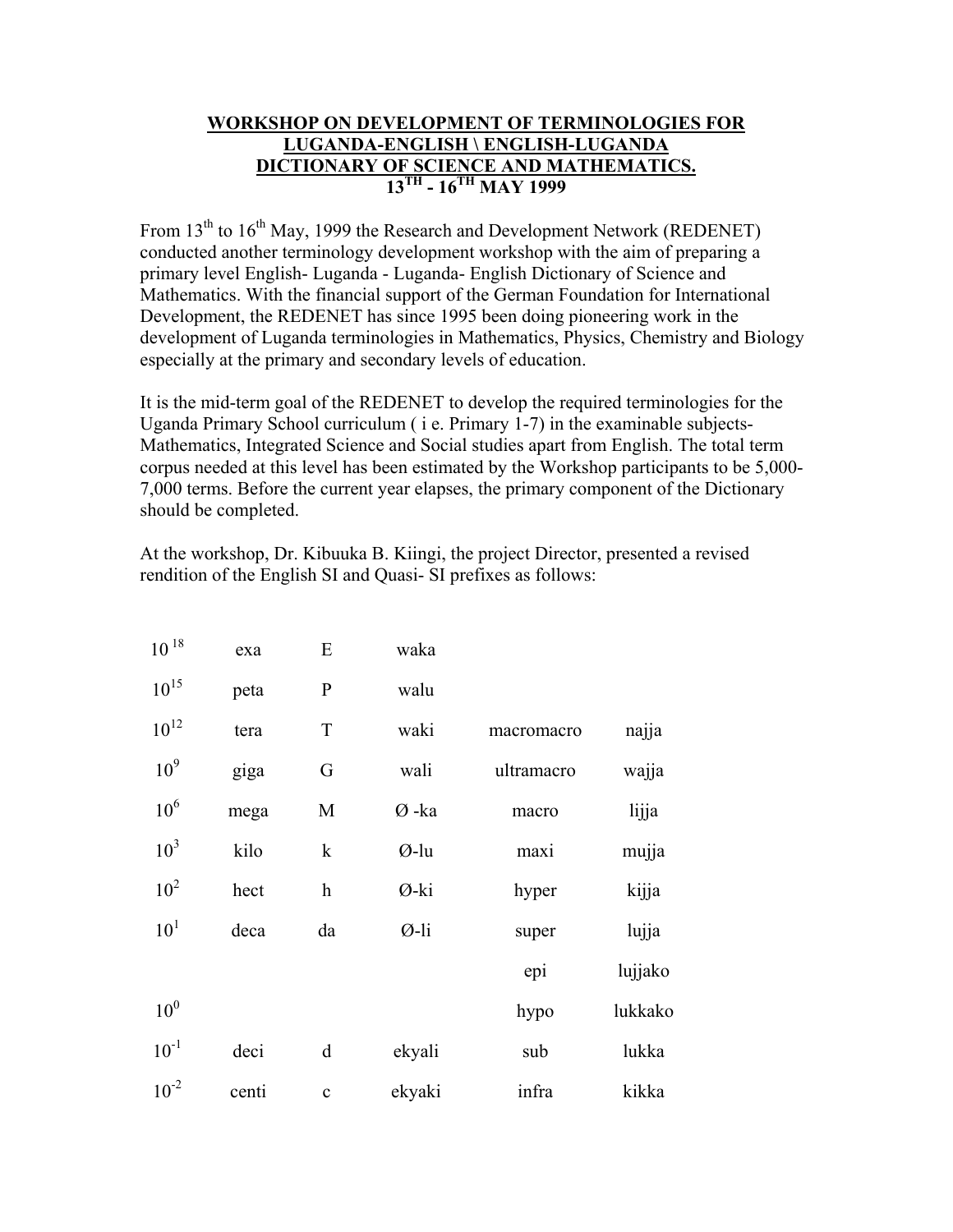# WORKSHOP ON DEVELOPMENT OF TERMINOLOGIES FOR LUGANDA-ENGLISH \ ENGLISH-LUGANDA DICTIONARY OF SCIENCE AND MATHEMATICS.
## 13TH - 16TH MAY 1999

From 13th to 16th May, 1999 the Research and Development Network (REDENET) conducted another terminology development workshop with the aim of preparing a primary level English- Luganda - Luganda- English Dictionary of Science and Mathematics. With the financial support of the German Foundation for International Development, the REDENET has since 1995 been doing pioneering work in the development of Luganda terminologies in Mathematics, Physics, Chemistry and Biology especially at the primary and secondary levels of education.

It is the mid-term goal of the REDENET to develop the required terminologies for the Uganda Primary School curriculum ( i e. Primary 1-7) in the examinable subjects- Mathematics, Integrated Science and Social studies apart from English. The total term corpus needed at this level has been estimated by the Workshop participants to be 5,000-7,000 terms. Before the current year elapses, the primary component of the Dictionary should be completed.

At the workshop, Dr. Kibuuka B. Kiingi, the project Director, presented a revised rendition of the English SI and Quasi- SI prefixes as follows:

| | | | | | |
|---|---|---|---|---|---|
| $10^{18}$ | exa | E | waka | | |
| $10^{15}$ | peta | P | walu | | |
| $10^{12}$ | tera | T | waki | macromacro | najja |
| $10^{9}$ | giga | G | wali | ultramacro | wajja |
| $10^{6}$ | mega | M | Ø -ka | macro | lijja |
| $10^{3}$ | kilo | k | Ø-lu | maxi | mujja |
| $10^{2}$ | hect | h | Ø-ki | hyper | kijja |
| $10^{1}$ | deca | da | Ø-li | super | lujja |
| | | | | epi | lujjako |
| $10^{0}$ | | | | hypo | lukkako |
| $10^{-1}$ | deci | d | ekyali | sub | lukka |
| $10^{-2}$ | centi | c | ekyaki | infra | kikka |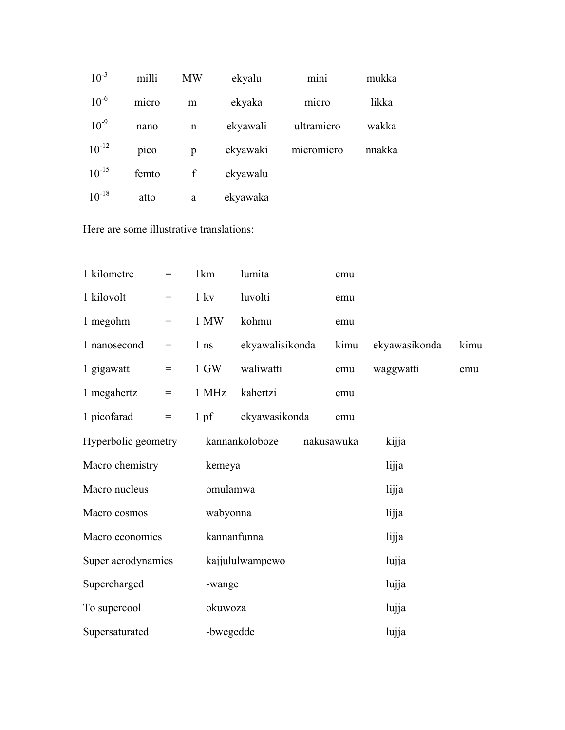| | | | | | |
|---|---|---|---|---|---|
| $10^{-3}$ | milli | MW | ekyalu | mini | mukka |
| $10^{-6}$ | micro | m | ekyaka | micro | likka |
| $10^{-9}$ | nano | n | ekyawali | ultramicro | wakka |
| $10^{-12}$ | pico | p | ekyawaki | micromicro | nnakka |
| $10^{-15}$ | femto | f | ekyawalu | | |
| $10^{-18}$ | atto | a | ekyawaka | | |

Here are some illustrative translations:

| | | | | | | |
|---|---|---|---|---|---|---|
| 1 kilometre | = | 1km | lumita | emu | | |
| 1 kilovolt | = | 1 kv | luvolti | emu | | |
| 1 megohm | = | 1 MW | kohmu | emu | | |
| 1 nanosecond | = | 1 ns | ekyawalisikonda | kimu | ekyawasikonda | kimu |
| 1 gigawatt | = | 1 GW | waliwatti | emu | waggwatti | emu |
| 1 megahertz | = | 1 MHz | kahertzi | emu | | |
| 1 picofarad | = | 1 pf | ekyawasikonda | emu | | |

| | | | |
|---|---|---|---|
| Hyperbolic geometry | kannankoloboze | nakusawuka | kijja |
| Macro chemistry | kemeya | | lijja |
| Macro nucleus | omulamwa | | lijja |
| Macro cosmos | wabyonna | | lijja |
| Macro economics | kannanfunna | | lijja |
| Super aerodynamics | kajjululwampewo | | lujja |
| Supercharged | -wange | | lujja |
| To supercool | okuwoza | | lujja |
| Supersaturated | -bwegedde | | lujja |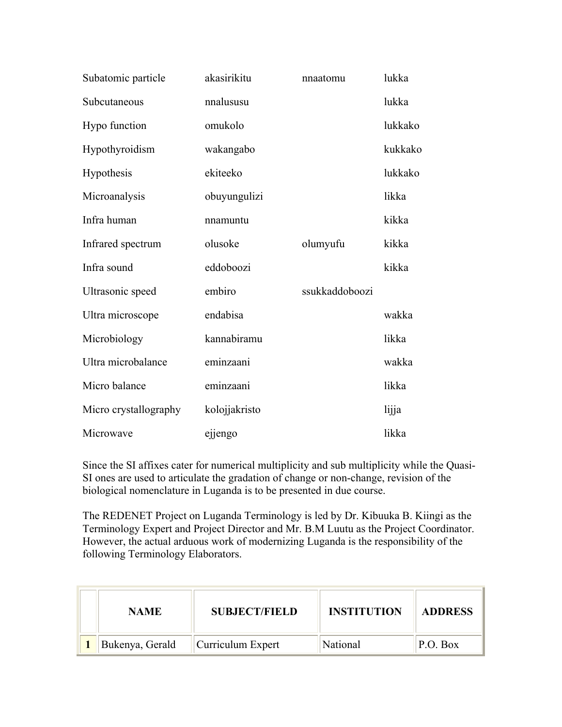| | | | |
|---|---|---|---|
| Subatomic particle | akasirikitu | nnaatomu | lukka |
| Subcutaneous | nnalususu | | lukka |
| Hypo function | omukolo | | lukkako |
| Hypothyroidism | wakangabo | | kukkako |
| Hypothesis | ekiteeko | | lukkako |
| Microanalysis | obuyungulizi | | likka |
| Infra human | nnamuntu | | kikka |
| Infrared spectrum | olusoke | olumyufu | kikka |
| Infra sound | eddoboozi | | kikka |
| Ultrasonic speed | embiro | ssukkaddoboozi | |
| Ultra microscope | endabisa | | wakka |
| Microbiology | kannabiramu | | likka |
| Ultra microbalance | eminzaani | | wakka |
| Micro balance | eminzaani | | likka |
| Micro crystallography | kolojjakristo | | lijja |
| Microwave | ejjengo | | likka |

Since the SI affixes cater for numerical multiplicity and sub multiplicity while the Quasi-SI ones are used to articulate the gradation of change or non-change, revision of the biological nomenclature in Luganda is to be presented in due course.

The REDENET Project on Luganda Terminology is led by Dr. Kibuuka B. Kiingi as the Terminology Expert and Project Director and Mr. B.M Luutu as the Project Coordinator. However, the actual arduous work of modernizing Luganda is the responsibility of the following Terminology Elaborators.

| | NAME | SUBJECT/FIELD | INSTITUTION | ADDRESS |
|---|---|---|---|---|
| **1** | Bukenya, Gerald | Curriculum Expert | National | P.O. Box |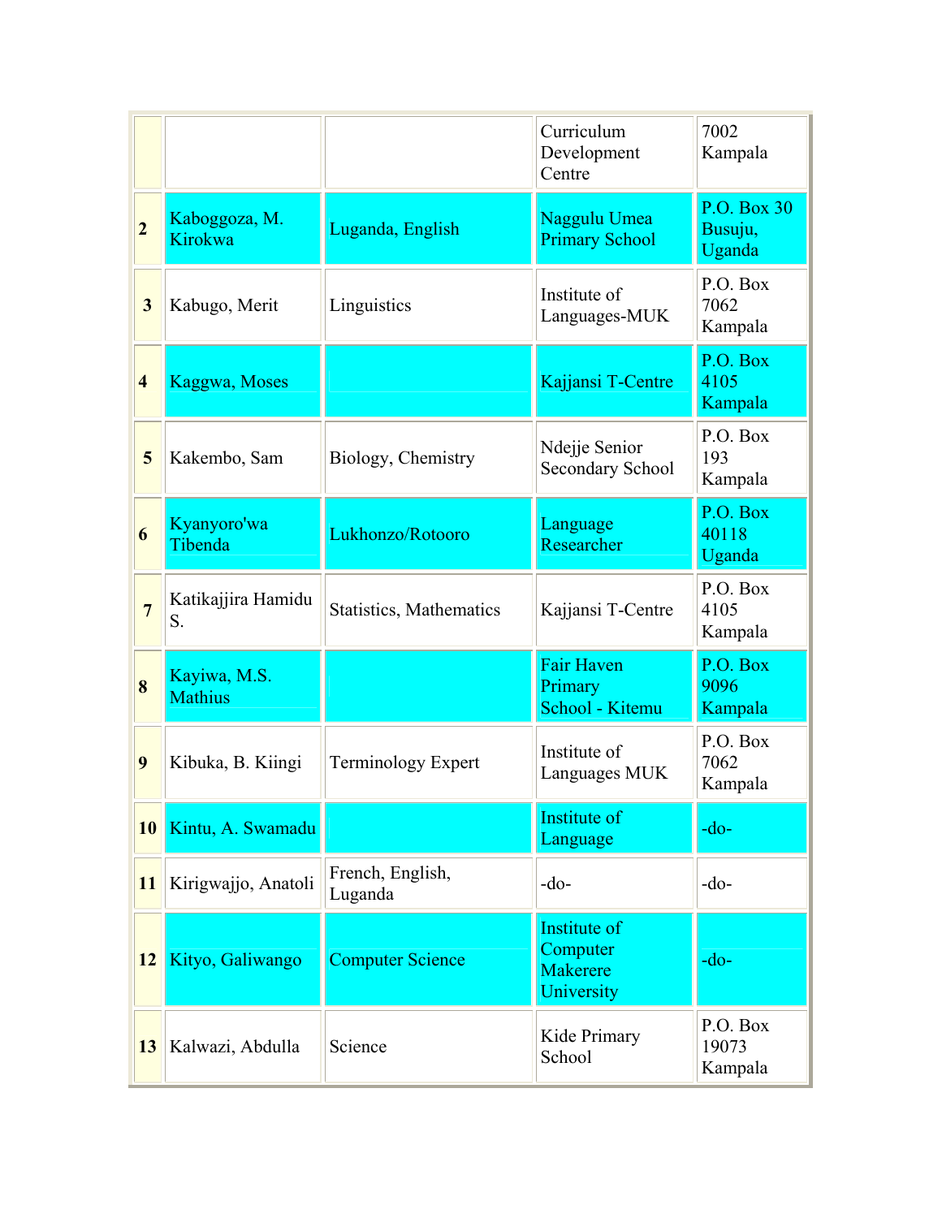| | | | | |
|---|---|---|---|---|
| | | | Curriculum Development Centre | 7002 Kampala |
| 2 | Kaboggoza, M. Kirokwa | Luganda, English | Naggulu Umea Primary School | P.O. Box 30 Busuju, Uganda |
| 3 | Kabugo, Merit | Linguistics | Institute of Languages-MUK | P.O. Box 7062 Kampala |
| 4 | Kaggwa, Moses | | Kajjansi T-Centre | P.O. Box 4105 Kampala |
| 5 | Kakembo, Sam | Biology, Chemistry | Ndejje Senior Secondary School | P.O. Box 193 Kampala |
| 6 | Kyanyoro'wa Tibenda | Lukhonzo/Rotooro | Language Researcher | P.O. Box 40118 Uganda |
| 7 | Katikajjira Hamidu S. | Statistics, Mathematics | Kajjansi T-Centre | P.O. Box 4105 Kampala |
| 8 | Kayiwa, M.S. Mathius | | Fair Haven Primary School - Kitemu | P.O. Box 9096 Kampala |
| 9 | Kibuka, B. Kiingi | Terminology Expert | Institute of Languages MUK | P.O. Box 7062 Kampala |
| 10 | Kintu, A. Swamadu | | Institute of Language | -do- |
| 11 | Kirigwajjo, Anatoli | French, English, Luganda | -do- | -do- |
| 12 | Kityo, Galiwango | Computer Science | Institute of Computer Makerere University | -do- |
| 13 | Kalwazi, Abdulla | Science | Kide Primary School | P.O. Box 19073 Kampala |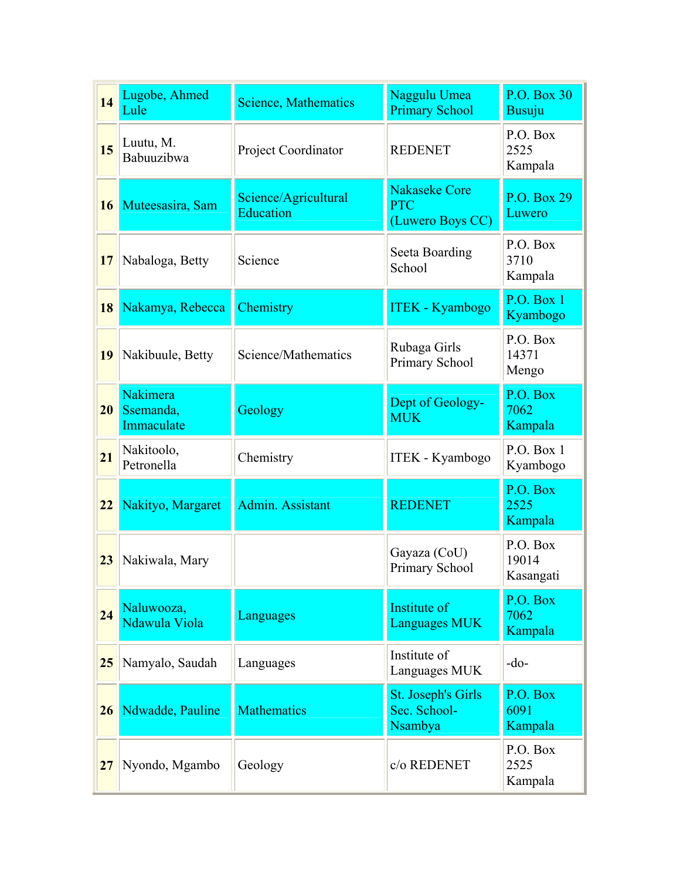| 14 | Lugobe, Ahmed Lule | Science, Mathematics | Naggulu Umea Primary School | P.O. Box 30 Busuju |
|---|---|---|---|---|
| 15 | Luutu, M. Babuuzibwa | Project Coordinator | REDENET | P.O. Box 2525 Kampala |
| 16 | Muteesasira, Sam | Science/Agricultural Education | Nakaseke Core PTC (Luwero Boys CC) | P.O. Box 29 Luwero |
| 17 | Nabaloga, Betty | Science | Seeta Boarding School | P.O. Box 3710 Kampala |
| 18 | Nakamya, Rebecca | Chemistry | ITEK - Kyambogo | P.O. Box 1 Kyambogo |
| 19 | Nakibuule, Betty | Science/Mathematics | Rubaga Girls Primary School | P.O. Box 14371 Mengo |
| 20 | Nakimera Ssemanda, Immaculate | Geology | Dept of Geology-MUK | P.O. Box 7062 Kampala |
| 21 | Nakitoolo, Petronella | Chemistry | ITEK - Kyambogo | P.O. Box 1 Kyambogo |
| 22 | Nakityo, Margaret | Admin. Assistant | REDENET | P.O. Box 2525 Kampala |
| 23 | Nakiwala, Mary | | Gayaza (CoU) Primary School | P.O. Box 19014 Kasangati |
| 24 | Naluwooza, Ndawula Viola | Languages | Institute of Languages MUK | P.O. Box 7062 Kampala |
| 25 | Namyalo, Saudah | Languages | Institute of Languages MUK | -do- |
| 26 | Ndwadde, Pauline | Mathematics | St. Joseph's Girls Sec. School-Nsambya | P.O. Box 6091 Kampala |
| 27 | Nyondo, Mgambo | Geology | c/o REDENET | P.O. Box 2525 Kampala |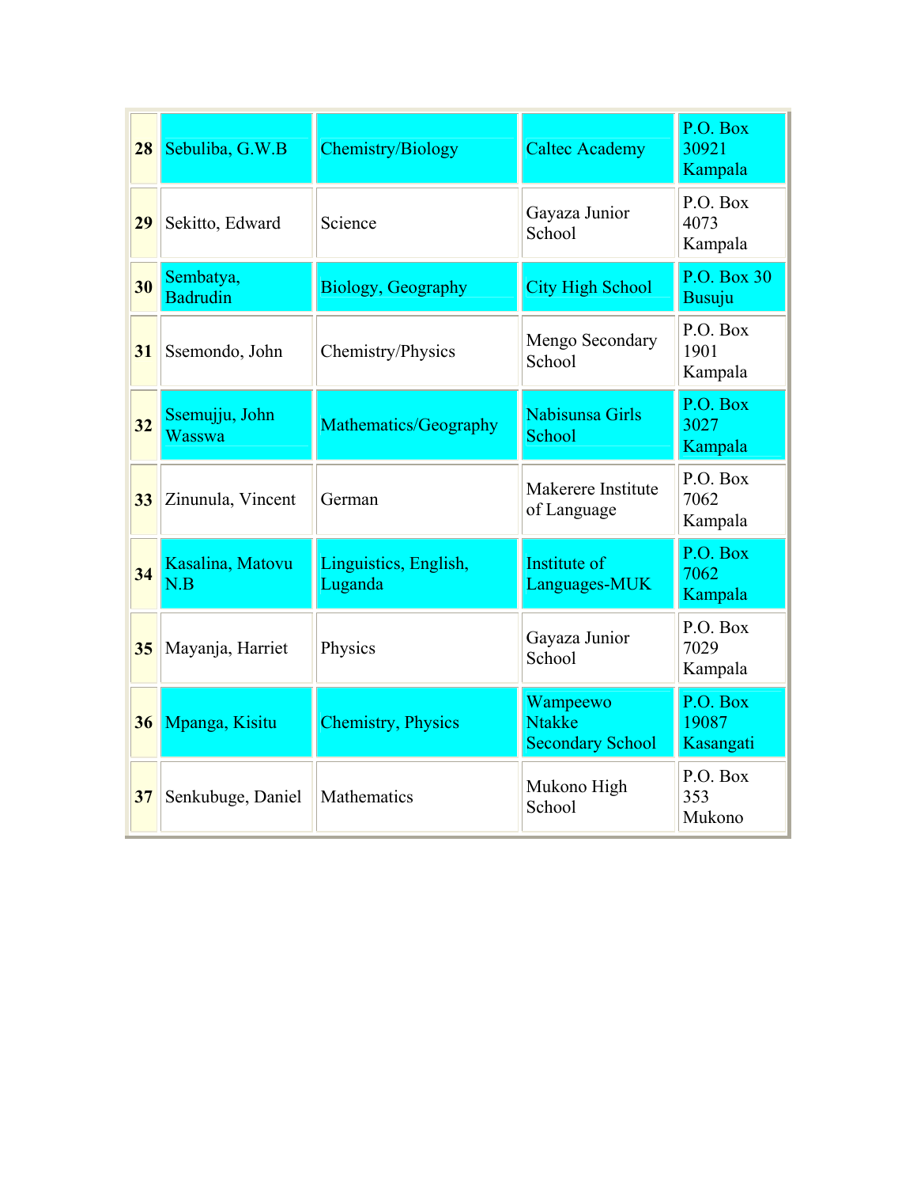| | | | | |
|---|---|---|---|---|
| **28** | Sebuliba, G.W.B | Chemistry/Biology | Caltec Academy | P.O. Box 30921 Kampala |
| **29** | Sekitto, Edward | Science | Gayaza Junior School | P.O. Box 4073 Kampala |
| **30** | Sembatya, Badrudin | Biology, Geography | City High School | P.O. Box 30 Busuju |
| **31** | Ssemondo, John | Chemistry/Physics | Mengo Secondary School | P.O. Box 1901 Kampala |
| **32** | Ssemujju, John Wasswa | Mathematics/Geography | Nabisunsa Girls School | P.O. Box 3027 Kampala |
| **33** | Zinunula, Vincent | German | Makerere Institute of Language | P.O. Box 7062 Kampala |
| **34** | Kasalina, Matovu N.B | Linguistics, English, Luganda | Institute of Languages-MUK | P.O. Box 7062 Kampala |
| **35** | Mayanja, Harriet | Physics | Gayaza Junior School | P.O. Box 7029 Kampala |
| **36** | Mpanga, Kisitu | Chemistry, Physics | Wampeewo Ntakke Secondary School | P.O. Box 19087 Kasangati |
| **37** | Senkubuge, Daniel | Mathematics | Mukono High School | P.O. Box 353 Mukono |